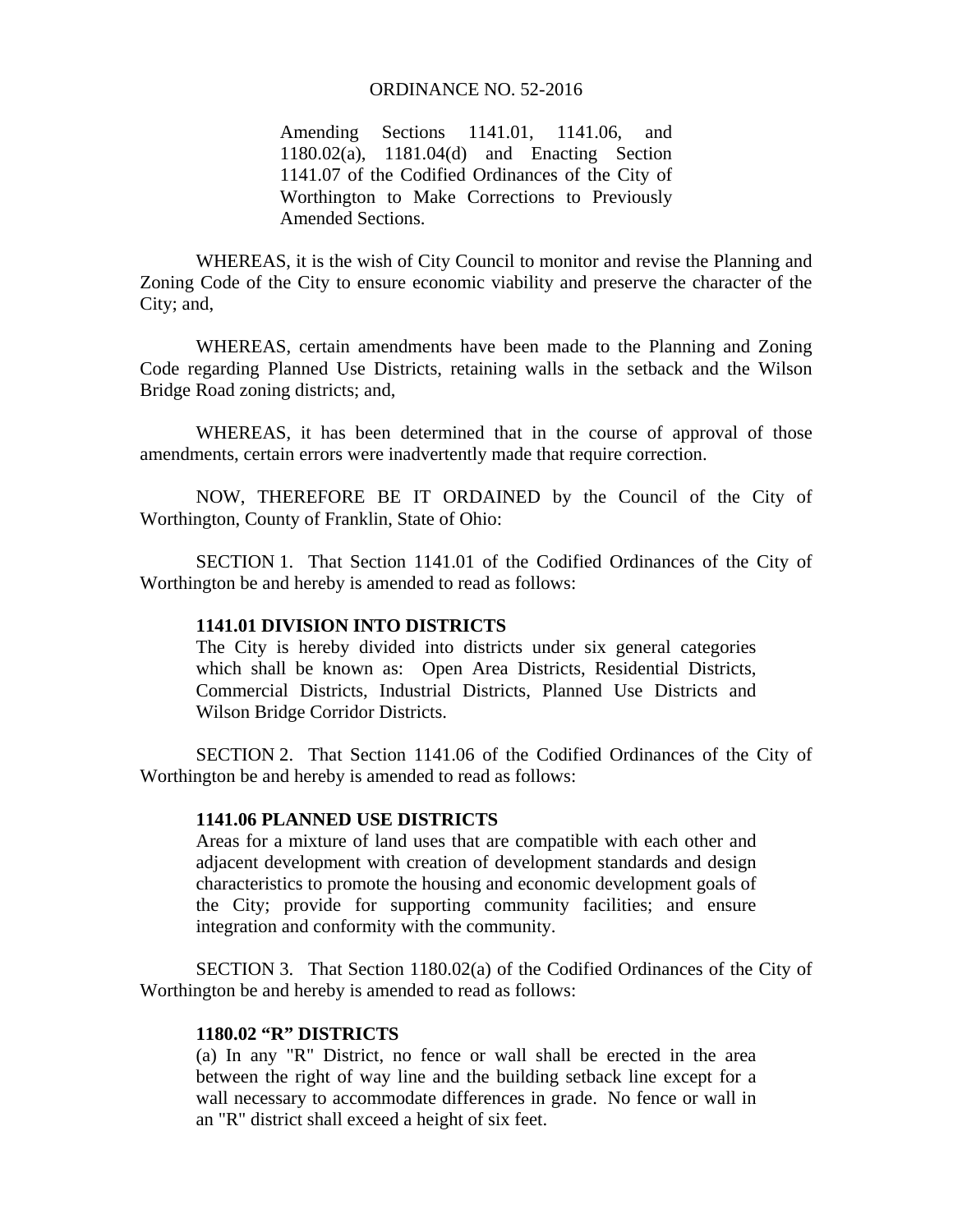# ORDINANCE NO. 52-2016

Amending Sections 1141.01, 1141.06, and 1180.02(a), 1181.04(d) and Enacting Section 1141.07 of the Codified Ordinances of the City of Worthington to Make Corrections to Previously Amended Sections.

WHEREAS, it is the wish of City Council to monitor and revise the Planning and Zoning Code of the City to ensure economic viability and preserve the character of the City; and,

WHEREAS, certain amendments have been made to the Planning and Zoning Code regarding Planned Use Districts, retaining walls in the setback and the Wilson Bridge Road zoning districts; and,

WHEREAS, it has been determined that in the course of approval of those amendments, certain errors were inadvertently made that require correction.

NOW, THEREFORE BE IT ORDAINED by the Council of the City of Worthington, County of Franklin, State of Ohio:

SECTION 1. That Section 1141.01 of the Codified Ordinances of the City of Worthington be and hereby is amended to read as follows:

**1141.01 DIVISION INTO DISTRICTS**
The City is hereby divided into districts under six general categories which shall be known as: Open Area Districts, Residential Districts, Commercial Districts, Industrial Districts, Planned Use Districts and Wilson Bridge Corridor Districts.

SECTION 2. That Section 1141.06 of the Codified Ordinances of the City of Worthington be and hereby is amended to read as follows:

**1141.06 PLANNED USE DISTRICTS**
Areas for a mixture of land uses that are compatible with each other and adjacent development with creation of development standards and design characteristics to promote the housing and economic development goals of the City; provide for supporting community facilities; and ensure integration and conformity with the community.

SECTION 3. That Section 1180.02(a) of the Codified Ordinances of the City of Worthington be and hereby is amended to read as follows:

**1180.02 "R" DISTRICTS**
(a) In any "R" District, no fence or wall shall be erected in the area between the right of way line and the building setback line except for a wall necessary to accommodate differences in grade. No fence or wall in an "R" district shall exceed a height of six feet.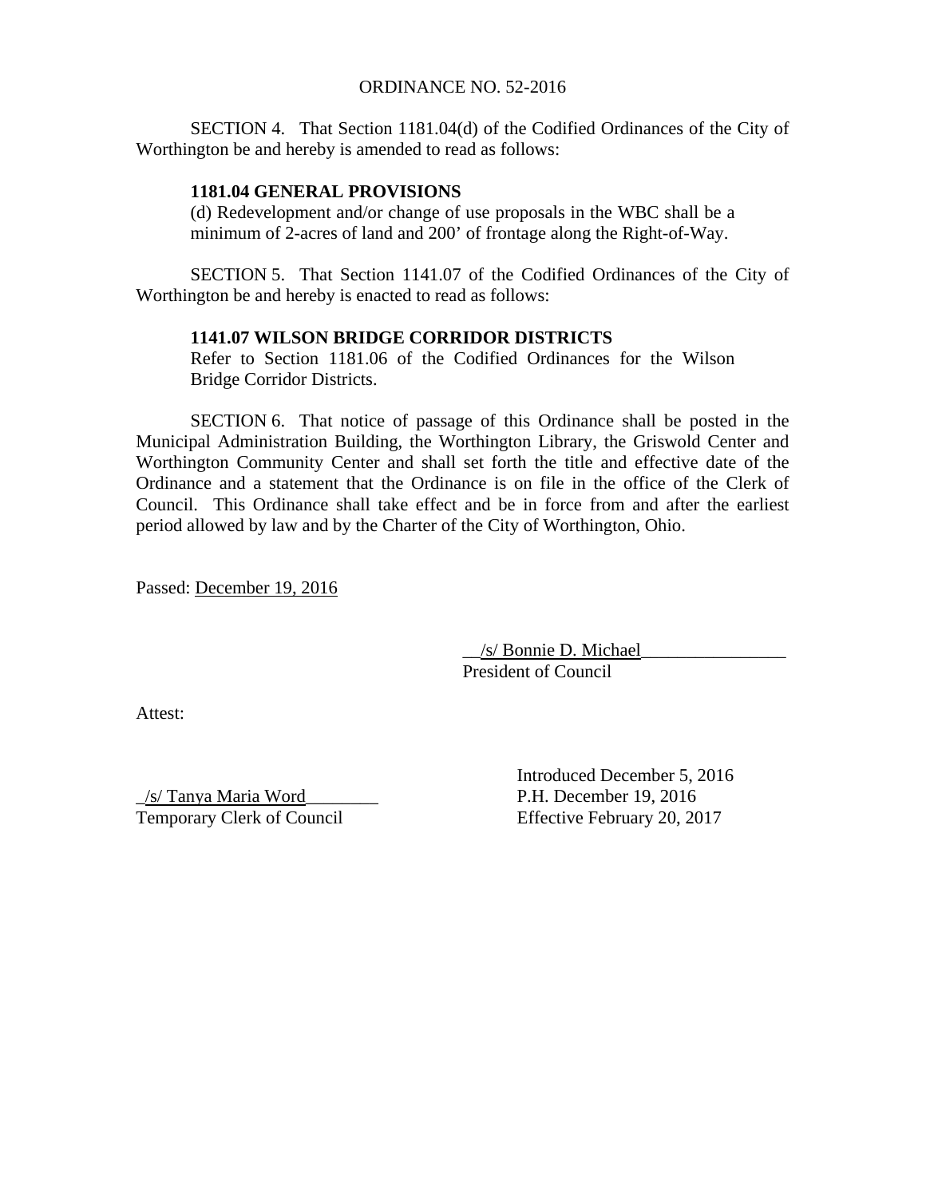ORDINANCE NO. 52-2016

SECTION 4. That Section 1181.04(d) of the Codified Ordinances of the City of Worthington be and hereby is amended to read as follows:

> **1181.04 GENERAL PROVISIONS**
> (d) Redevelopment and/or change of use proposals in the WBC shall be a minimum of 2-acres of land and 200' of frontage along the Right-of-Way.

SECTION 5. That Section 1141.07 of the Codified Ordinances of the City of Worthington be and hereby is enacted to read as follows:

> **1141.07 WILSON BRIDGE CORRIDOR DISTRICTS**
> Refer to Section 1181.06 of the Codified Ordinances for the Wilson Bridge Corridor Districts.

SECTION 6. That notice of passage of this Ordinance shall be posted in the Municipal Administration Building, the Worthington Library, the Griswold Center and Worthington Community Center and shall set forth the title and effective date of the Ordinance and a statement that the Ordinance is on file in the office of the Clerk of Council. This Ordinance shall take effect and be in force from and after the earliest period allowed by law and by the Charter of the City of Worthington, Ohio.

Passed: December 19, 2016

/s/ Bonnie D. Michael
President of Council

Attest:

/s/ Tanya Maria Word
Temporary Clerk of Council

Introduced December 5, 2016
P.H. December 19, 2016
Effective February 20, 2017